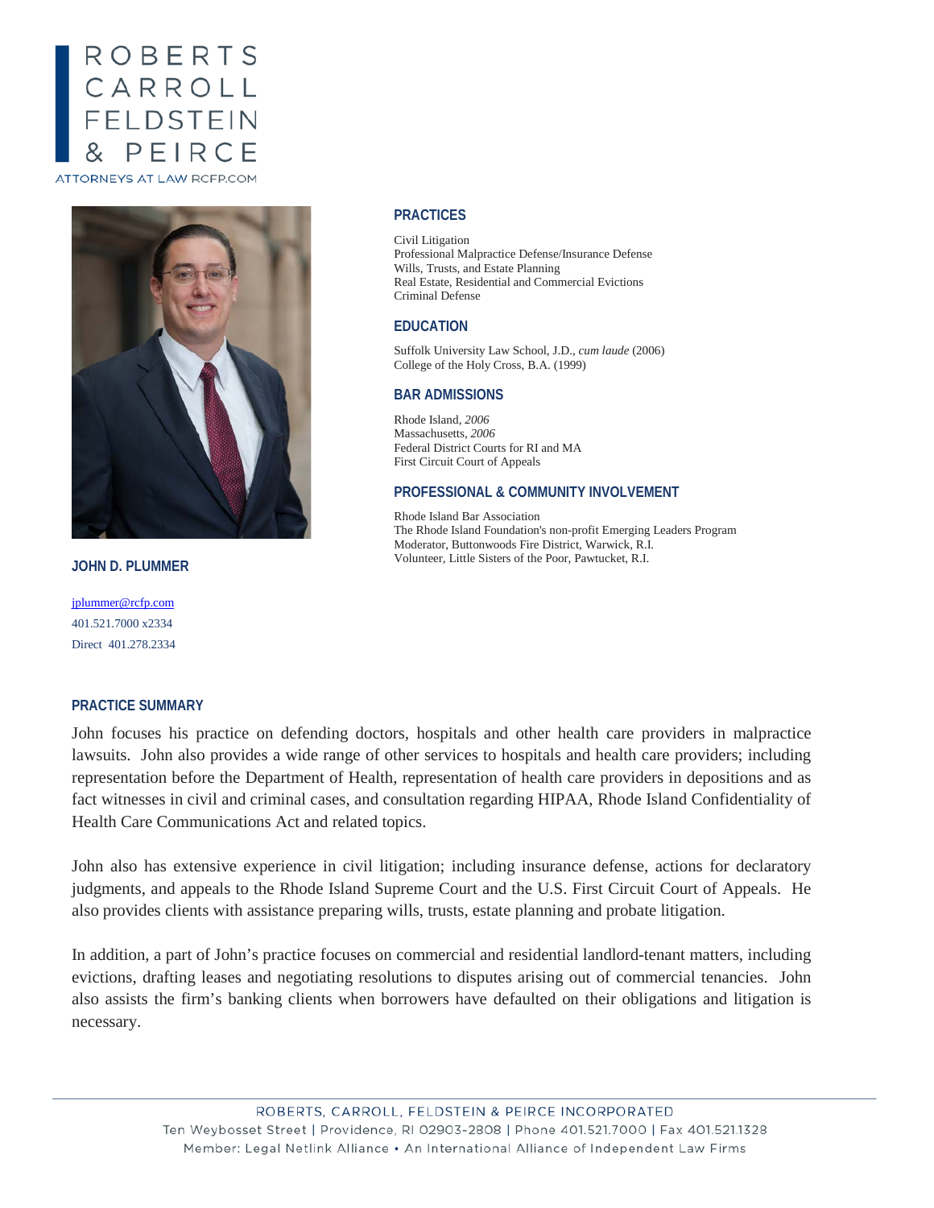# ROBERTS CARROLL FELDSTEIN & PEIRCE

ATTORNEYS AT LAW RCFP.COM

## JOHN D. PLUMMER

jplummer@rcfp.com
401.521.7000 x2334
Direct 401.278.2334

### PRACTICES

Civil Litigation
Professional Malpractice Defense/Insurance Defense
Wills, Trusts, and Estate Planning
Real Estate, Residential and Commercial Evictions
Criminal Defense

### EDUCATION

Suffolk University Law School, J.D., *cum laude* (2006)
College of the Holy Cross, B.A. (1999)

### BAR ADMISSIONS

Rhode Island, *2006*
Massachusetts, *2006*
Federal District Courts for RI and MA
First Circuit Court of Appeals

### PROFESSIONAL & COMMUNITY INVOLVEMENT

Rhode Island Bar Association
The Rhode Island Foundation's non-profit Emerging Leaders Program
Moderator, Buttonwoods Fire District, Warwick, R.I.
Volunteer, Little Sisters of the Poor, Pawtucket, R.I.

### PRACTICE SUMMARY

John focuses his practice on defending doctors, hospitals and other health care providers in malpractice lawsuits. John also provides a wide range of other services to hospitals and health care providers; including representation before the Department of Health, representation of health care providers in depositions and as fact witnesses in civil and criminal cases, and consultation regarding HIPAA, Rhode Island Confidentiality of Health Care Communications Act and related topics.

John also has extensive experience in civil litigation; including insurance defense, actions for declaratory judgments, and appeals to the Rhode Island Supreme Court and the U.S. First Circuit Court of Appeals. He also provides clients with assistance preparing wills, trusts, estate planning and probate litigation.

In addition, a part of John's practice focuses on commercial and residential landlord-tenant matters, including evictions, drafting leases and negotiating resolutions to disputes arising out of commercial tenancies. John also assists the firm's banking clients when borrowers have defaulted on their obligations and litigation is necessary.

ROBERTS, CARROLL, FELDSTEIN & PEIRCE INCORPORATED
Ten Weybosset Street | Providence, RI 02903-2808 | Phone 401.521.7000 | Fax 401.521.1328
Member: Legal Netlink Alliance • An International Alliance of Independent Law Firms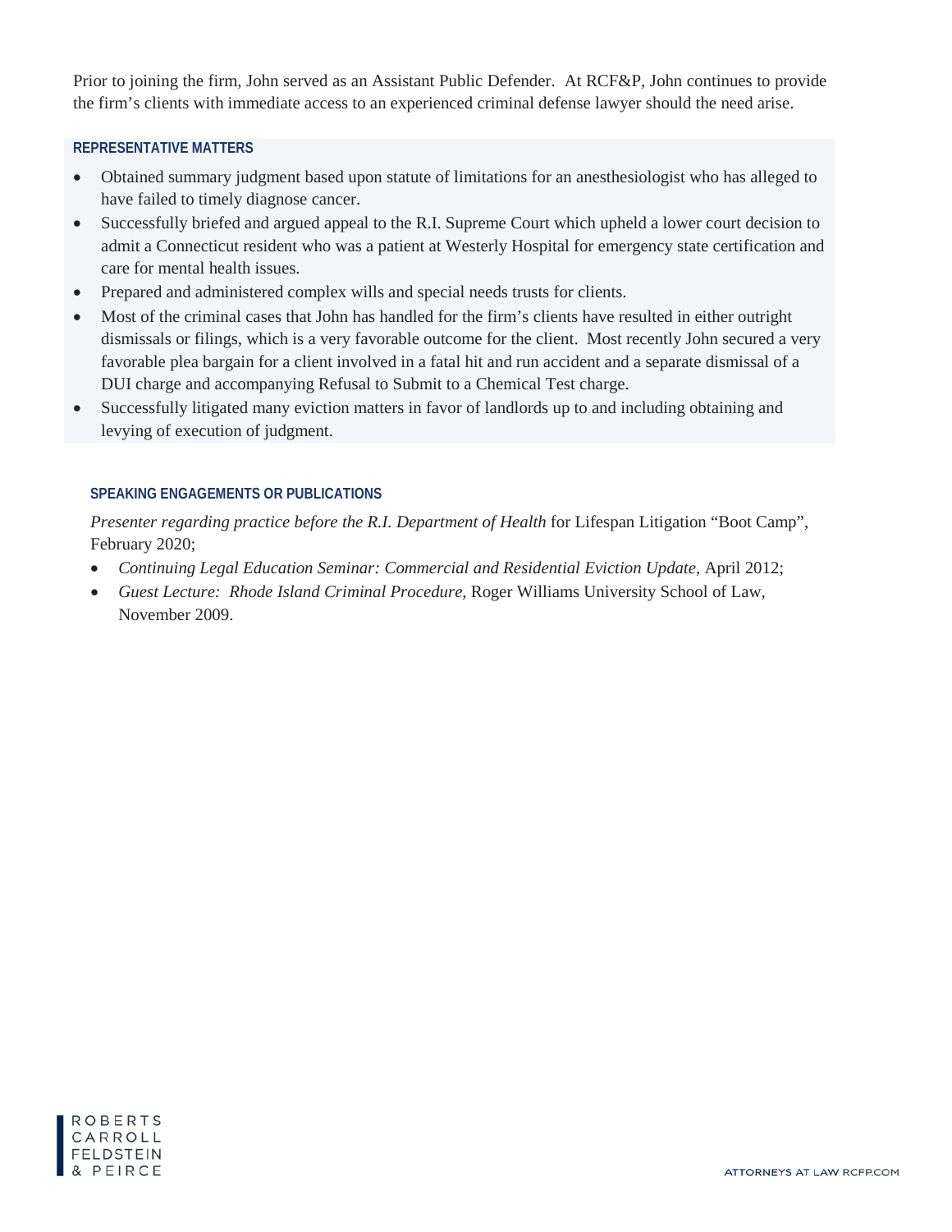Prior to joining the firm, John served as an Assistant Public Defender. At RCF&P, John continues to provide the firm's clients with immediate access to an experienced criminal defense lawyer should the need arise.

### REPRESENTATIVE MATTERS

- Obtained summary judgment based upon statute of limitations for an anesthesiologist who has alleged to have failed to timely diagnose cancer.
- Successfully briefed and argued appeal to the R.I. Supreme Court which upheld a lower court decision to admit a Connecticut resident who was a patient at Westerly Hospital for emergency state certification and care for mental health issues.
- Prepared and administered complex wills and special needs trusts for clients.
- Most of the criminal cases that John has handled for the firm's clients have resulted in either outright dismissals or filings, which is a very favorable outcome for the client. Most recently John secured a very favorable plea bargain for a client involved in a fatal hit and run accident and a separate dismissal of a DUI charge and accompanying Refusal to Submit to a Chemical Test charge.
- Successfully litigated many eviction matters in favor of landlords up to and including obtaining and levying of execution of judgment.

### SPEAKING ENGAGEMENTS OR PUBLICATIONS

*Presenter regarding practice before the R.I. Department of Health* for Lifespan Litigation "Boot Camp", February 2020;

- *Continuing Legal Education Seminar: Commercial and Residential Eviction Update*, April 2012;
- *Guest Lecture: Rhode Island Criminal Procedure*, Roger Williams University School of Law, November 2009.